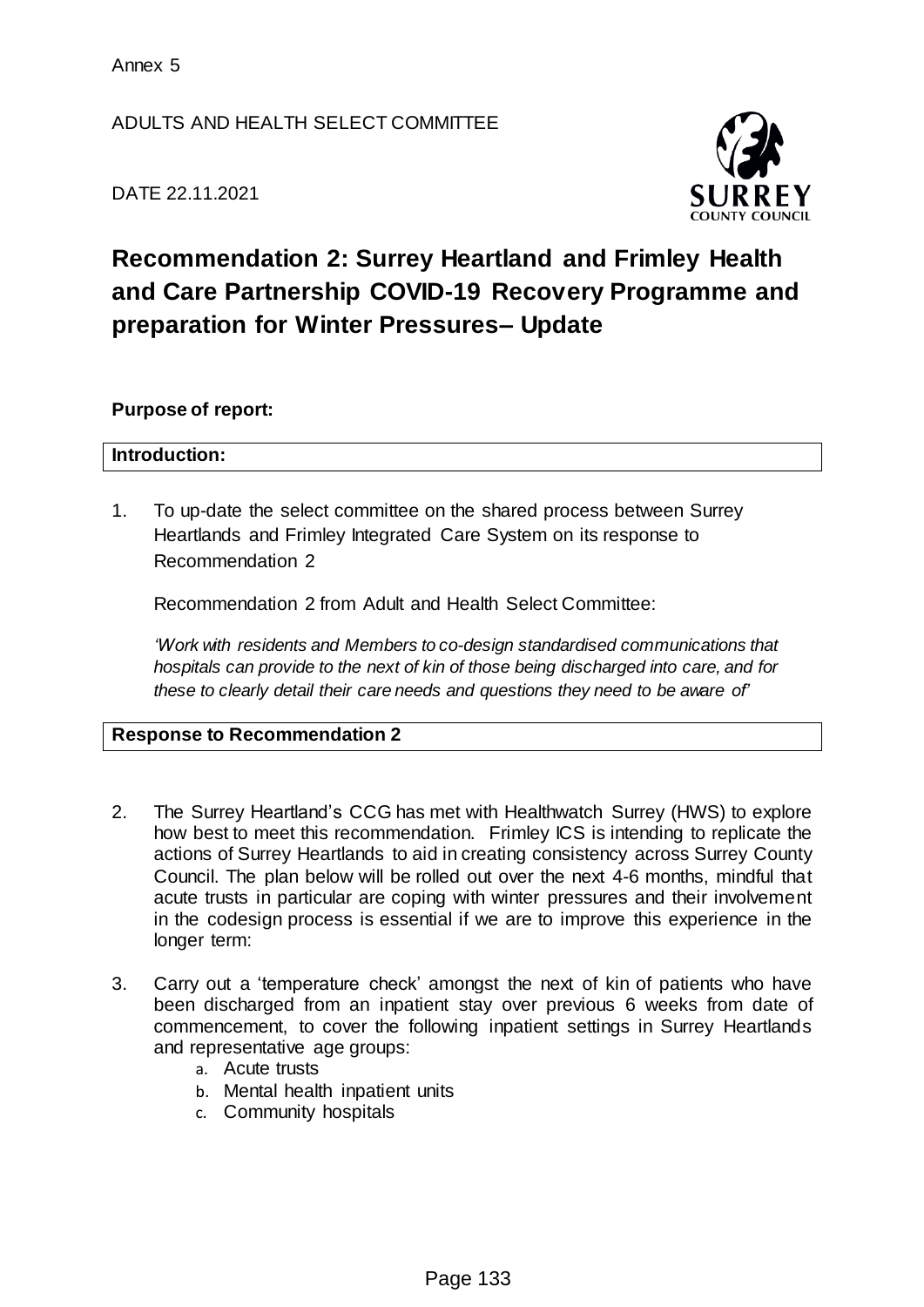Annex 5

ADULTS AND HEALTH SELECT COMMITTEE

DATE 22.11.2021

# Recommendation 2: Surrey Heartland and Frimley Health and Care Partnership COVID-19 Recovery Programme and preparation for Winter Pressures– Update

**Purpose of report:**

| **Introduction:** |
|---|

1. To up-date the select committee on the shared process between Surrey Heartlands and Frimley Integrated Care System on its response to Recommendation 2

   Recommendation 2 from Adult and Health Select Committee:

   *'Work with residents and Members to co-design standardised communications that hospitals can provide to the next of kin of those being discharged into care, and for these to clearly detail their care needs and questions they need to be aware of'*

| **Response to Recommendation 2** |
|---|

2. The Surrey Heartland's CCG has met with Healthwatch Surrey (HWS) to explore how best to meet this recommendation. Frimley ICS is intending to replicate the actions of Surrey Heartlands to aid in creating consistency across Surrey County Council. The plan below will be rolled out over the next 4-6 months, mindful that acute trusts in particular are coping with winter pressures and their involvement in the codesign process is essential if we are to improve this experience in the longer term:

3. Carry out a 'temperature check' amongst the next of kin of patients who have been discharged from an inpatient stay over previous 6 weeks from date of commencement, to cover the following inpatient settings in Surrey Heartlands and representative age groups:
   a. Acute trusts
   b. Mental health inpatient units
   c. Community hospitals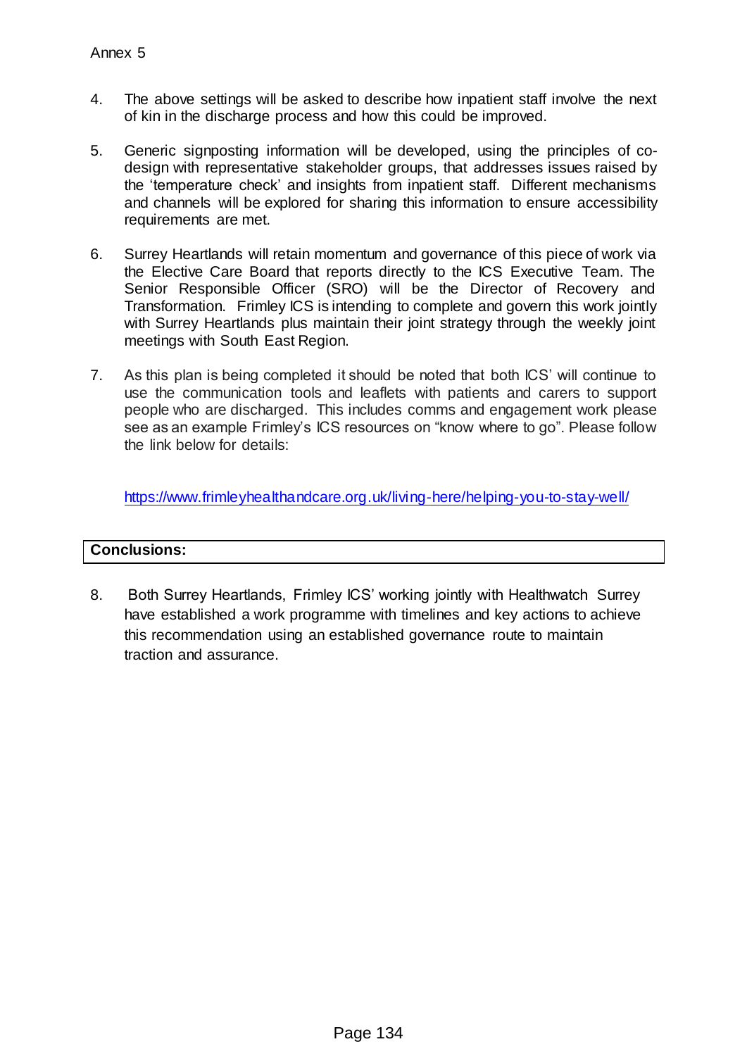Annex 5

4. The above settings will be asked to describe how inpatient staff involve the next of kin in the discharge process and how this could be improved.

5. Generic signposting information will be developed, using the principles of co-design with representative stakeholder groups, that addresses issues raised by the 'temperature check' and insights from inpatient staff. Different mechanisms and channels will be explored for sharing this information to ensure accessibility requirements are met.

6. Surrey Heartlands will retain momentum and governance of this piece of work via the Elective Care Board that reports directly to the ICS Executive Team. The Senior Responsible Officer (SRO) will be the Director of Recovery and Transformation. Frimley ICS is intending to complete and govern this work jointly with Surrey Heartlands plus maintain their joint strategy through the weekly joint meetings with South East Region.

7. As this plan is being completed it should be noted that both ICS' will continue to use the communication tools and leaflets with patients and carers to support people who are discharged. This includes comms and engagement work please see as an example Frimley's ICS resources on "know where to go". Please follow the link below for details:

https://www.frimleyhealthandcare.org.uk/living-here/helping-you-to-stay-well/

**Conclusions:**

8. Both Surrey Heartlands, Frimley ICS' working jointly with Healthwatch Surrey have established a work programme with timelines and key actions to achieve this recommendation using an established governance route to maintain traction and assurance.